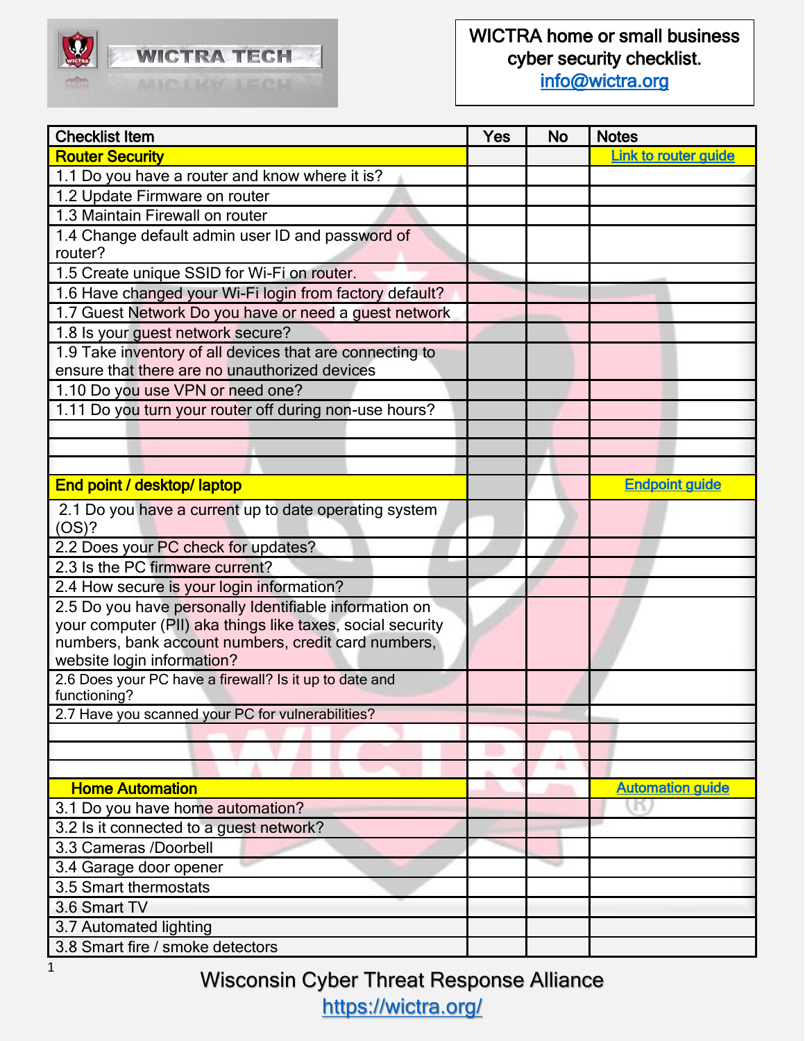WICTRA TECH

WICTRA home or small business cyber security checklist.
info@wictra.org

| Checklist Item | Yes | No | Notes |
|---|---|---|---|
| **Router Security** | | | Link to router guide |
| 1.1 Do you have a router and know where it is? | | | |
| 1.2 Update Firmware on router | | | |
| 1.3 Maintain Firewall on router | | | |
| 1.4 Change default admin user ID and password of router? | | | |
| 1.5 Create unique SSID for Wi-Fi on router. | | | |
| 1.6 Have changed your Wi-Fi login from factory default? | | | |
| 1.7 Guest Network Do you have or need a guest network | | | |
| 1.8 Is your guest network secure? | | | |
| 1.9 Take inventory of all devices that are connecting to ensure that there are no unauthorized devices | | | |
| 1.10 Do you use VPN or need one? | | | |
| 1.11 Do you turn your router off during non-use hours? | | | |
| | | | |
| | | | |
| | | | |
| **End point / desktop/ laptop** | | | Endpoint guide |
| 2.1 Do you have a current up to date operating system (OS)? | | | |
| 2.2 Does your PC check for updates? | | | |
| 2.3 Is the PC firmware current? | | | |
| 2.4 How secure is your login information? | | | |
| 2.5 Do you have personally Identifiable information on your computer (PII) aka things like taxes, social security numbers, bank account numbers, credit card numbers, website login information? | | | |
| 2.6 Does your PC have a firewall? Is it up to date and functioning? | | | |
| 2.7 Have you scanned your PC for vulnerabilities? | | | |
| | | | |
| | | | |
| | | | |
| **Home Automation** | | | Automation guide |
| 3.1 Do you have home automation? | | | |
| 3.2 Is it connected to a guest network? | | | |
| 3.3 Cameras /Doorbell | | | |
| 3.4 Garage door opener | | | |
| 3.5 Smart thermostats | | | |
| 3.6 Smart TV | | | |
| 3.7 Automated lighting | | | |
| 3.8 Smart fire / smoke detectors | | | |

Wisconsin Cyber Threat Response Alliance
https://wictra.org/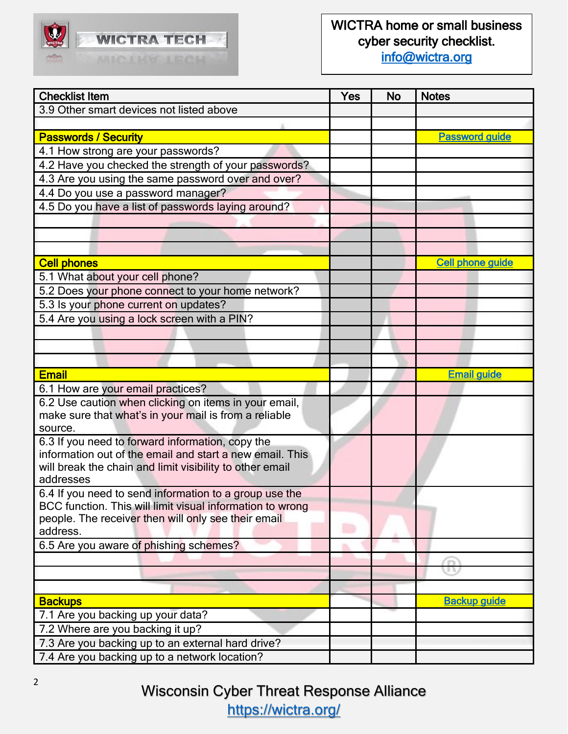WICTRA home or small business cyber security checklist.
info@wictra.org

| Checklist Item | Yes | No | Notes |
|---|---|---|---|
| 3.9 Other smart devices not listed above | | | |
| | | | |
| **Passwords / Security** | | | Password guide |
| 4.1 How strong are your passwords? | | | |
| 4.2 Have you checked the strength of your passwords? | | | |
| 4.3 Are you using the same password over and over? | | | |
| 4.4 Do you use a password manager? | | | |
| 4.5 Do you have a list of passwords laying around? | | | |
| | | | |
| | | | |
| | | | |
| **Cell phones** | | | Cell phone guide |
| 5.1 What about your cell phone? | | | |
| 5.2 Does your phone connect to your home network? | | | |
| 5.3 Is your phone current on updates? | | | |
| 5.4 Are you using a lock screen with a PIN? | | | |
| | | | |
| | | | |
| | | | |
| **Email** | | | Email guide |
| 6.1 How are your email practices? | | | |
| 6.2 Use caution when clicking on items in your email, make sure that what's in your mail is from a reliable source. | | | |
| 6.3 If you need to forward information, copy the information out of the email and start a new email. This will break the chain and limit visibility to other email addresses | | | |
| 6.4 If you need to send information to a group use the BCC function. This will limit visual information to wrong people. The receiver then will only see their email address. | | | |
| 6.5 Are you aware of phishing schemes? | | | |
| | | | |
| | | | |
| | | | |
| **Backups** | | | Backup guide |
| 7.1 Are you backing up your data? | | | |
| 7.2 Where are you backing it up? | | | |
| 7.3 Are you backing up to an external hard drive? | | | |
| 7.4 Are you backing up to a network location? | | | |

Wisconsin Cyber Threat Response Alliance
https://wictra.org/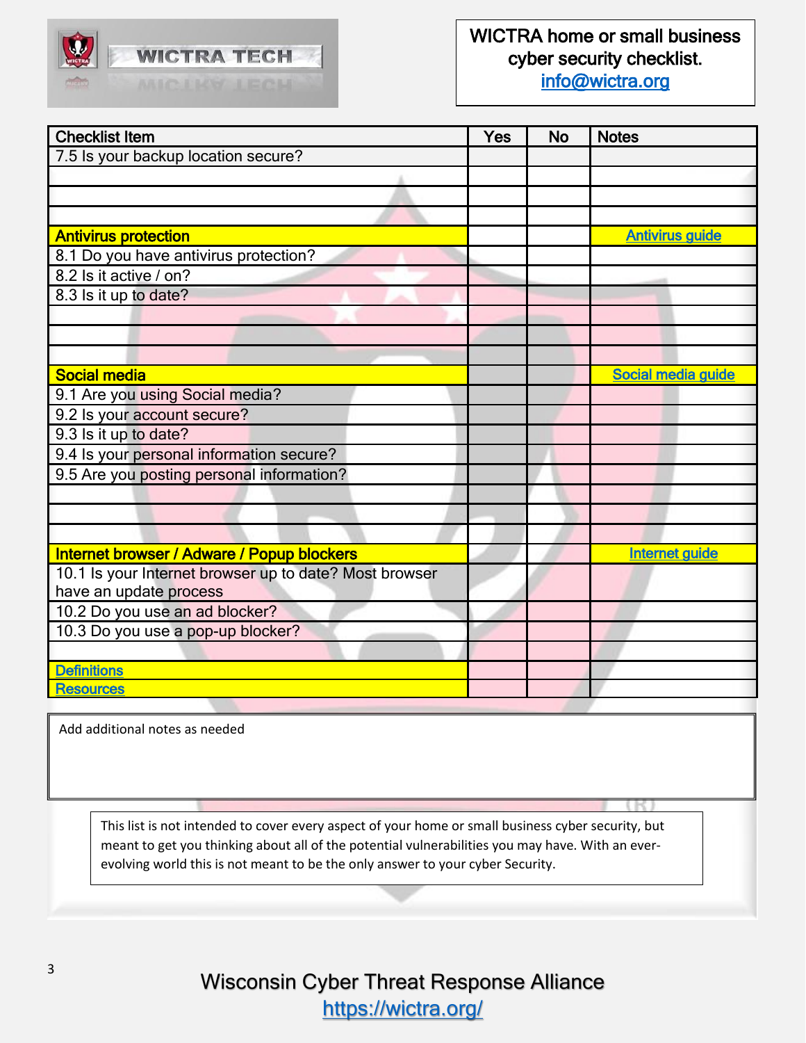WICTRA TECH

WICTRA home or small business cyber security checklist.
info@wictra.org

| Checklist Item | Yes | No | Notes |
|---|---|---|---|
| 7.5 Is your backup location secure? | | | |
| | | | |
| | | | |
| | | | |
| **Antivirus protection** | | | Antivirus guide |
| 8.1 Do you have antivirus protection? | | | |
| 8.2 Is it active / on? | | | |
| 8.3 Is it up to date? | | | |
| | | | |
| | | | |
| | | | |
| **Social media** | | | Social media guide |
| 9.1 Are you using Social media? | | | |
| 9.2 Is your account secure? | | | |
| 9.3 Is it up to date? | | | |
| 9.4 Is your personal information secure? | | | |
| 9.5 Are you posting personal information? | | | |
| | | | |
| | | | |
| | | | |
| **Internet browser / Adware / Popup blockers** | | | Internet guide |
| 10.1 Is your Internet browser up to date? Most browser have an update process | | | |
| 10.2 Do you use an ad blocker? | | | |
| 10.3 Do you use a pop-up blocker? | | | |
| | | | |
| Definitions | | | |
| Resources | | | |

Add additional notes as needed

This list is not intended to cover every aspect of your home or small business cyber security, but meant to get you thinking about all of the potential vulnerabilities you may have. With an ever-evolving world this is not meant to be the only answer to your cyber Security.

Wisconsin Cyber Threat Response Alliance
https://wictra.org/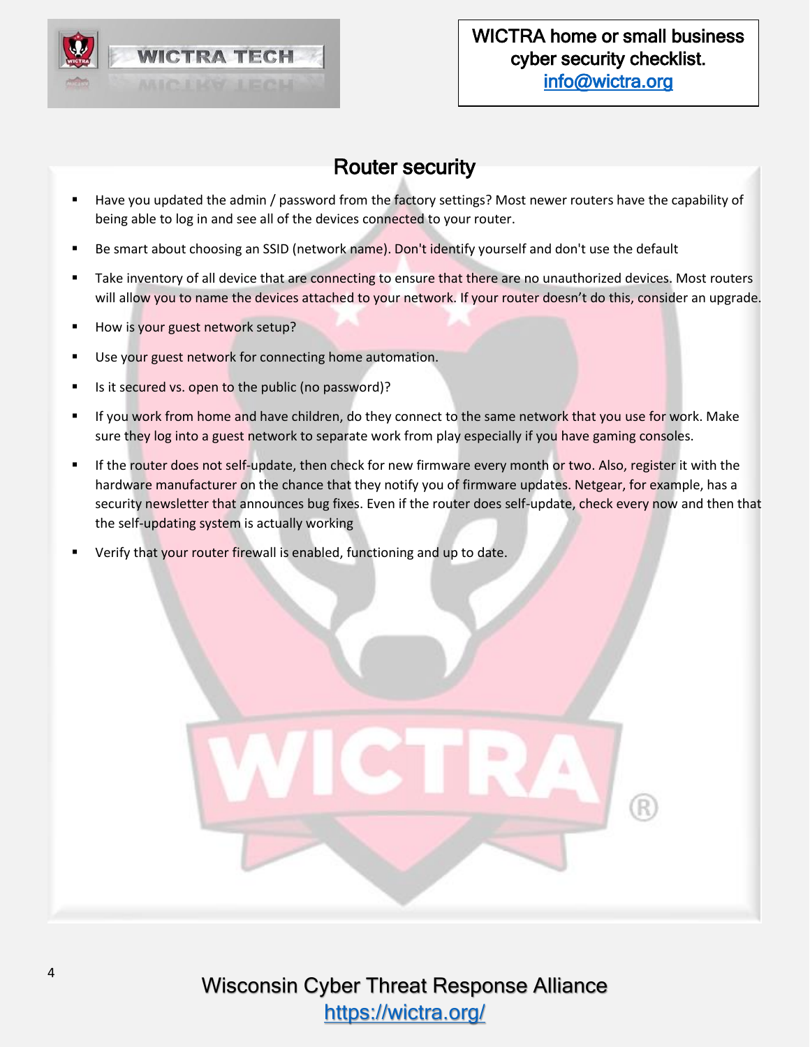## Router security

- Have you updated the admin / password from the factory settings? Most newer routers have the capability of being able to log in and see all of the devices connected to your router.
- Be smart about choosing an SSID (network name). Don't identify yourself and don't use the default
- Take inventory of all device that are connecting to ensure that there are no unauthorized devices. Most routers will allow you to name the devices attached to your network. If your router doesn't do this, consider an upgrade.
- How is your guest network setup?
- Use your guest network for connecting home automation.
- Is it secured vs. open to the public (no password)?
- If you work from home and have children, do they connect to the same network that you use for work. Make sure they log into a guest network to separate work from play especially if you have gaming consoles.
- If the router does not self-update, then check for new firmware every month or two. Also, register it with the hardware manufacturer on the chance that they notify you of firmware updates. Netgear, for example, has a security newsletter that announces bug fixes. Even if the router does self-update, check every now and then that the self-updating system is actually working
- Verify that your router firewall is enabled, functioning and up to date.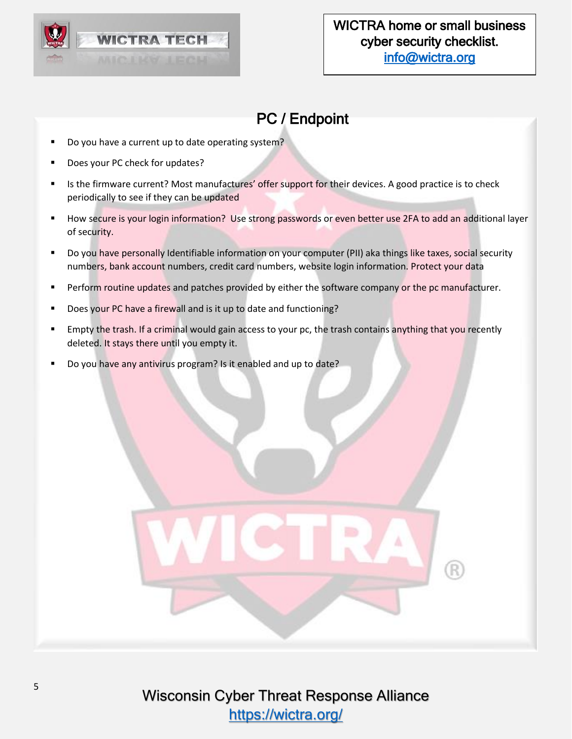## PC / Endpoint

- Do you have a current up to date operating system?
- Does your PC check for updates?
- Is the firmware current? Most manufactures' offer support for their devices. A good practice is to check periodically to see if they can be updated
- How secure is your login information? Use strong passwords or even better use 2FA to add an additional layer of security.
- Do you have personally Identifiable information on your computer (PII) aka things like taxes, social security numbers, bank account numbers, credit card numbers, website login information. Protect your data
- Perform routine updates and patches provided by either the software company or the pc manufacturer.
- Does your PC have a firewall and is it up to date and functioning?
- Empty the trash. If a criminal would gain access to your pc, the trash contains anything that you recently deleted. It stays there until you empty it.
- Do you have any antivirus program? Is it enabled and up to date?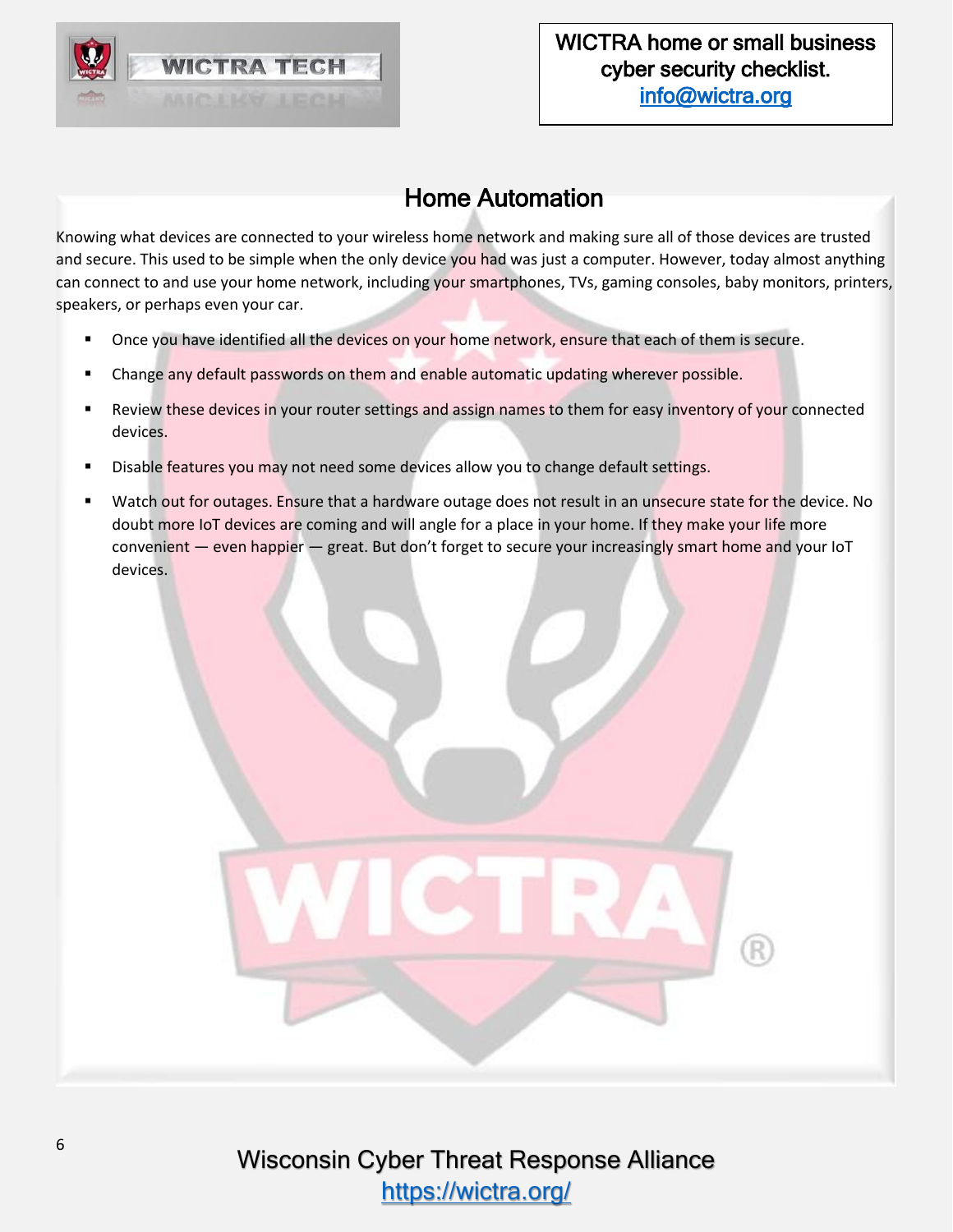## Home Automation

Knowing what devices are connected to your wireless home network and making sure all of those devices are trusted and secure. This used to be simple when the only device you had was just a computer. However, today almost anything can connect to and use your home network, including your smartphones, TVs, gaming consoles, baby monitors, printers, speakers, or perhaps even your car.

- Once you have identified all the devices on your home network, ensure that each of them is secure.
- Change any default passwords on them and enable automatic updating wherever possible.
- Review these devices in your router settings and assign names to them for easy inventory of your connected devices.
- Disable features you may not need some devices allow you to change default settings.
- Watch out for outages. Ensure that a hardware outage does not result in an unsecure state for the device. No doubt more IoT devices are coming and will angle for a place in your home. If they make your life more convenient — even happier — great. But don't forget to secure your increasingly smart home and your IoT devices.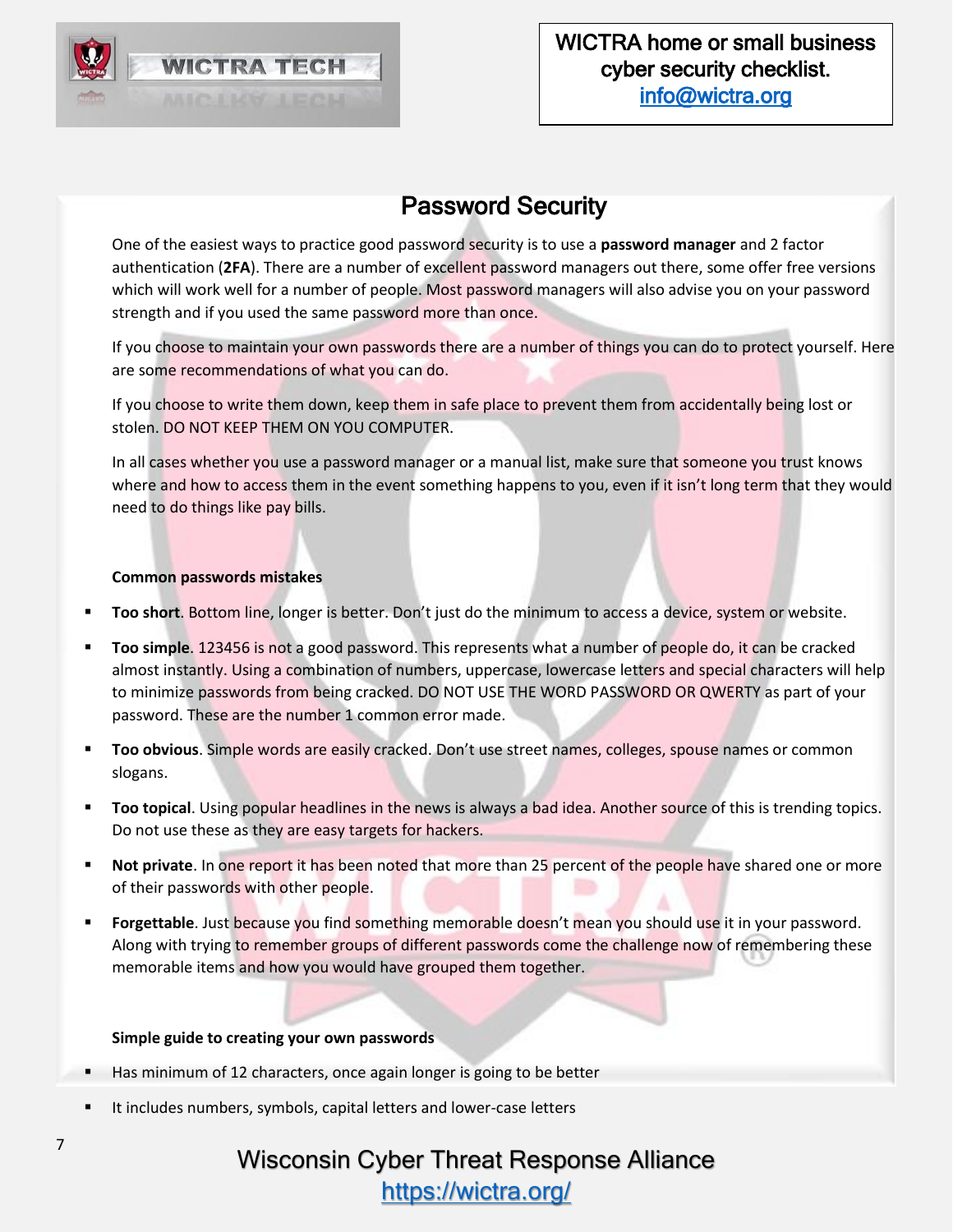## Password Security

One of the easiest ways to practice good password security is to use a **password manager** and 2 factor authentication (**2FA**). There are a number of excellent password managers out there, some offer free versions which will work well for a number of people. Most password managers will also advise you on your password strength and if you used the same password more than once.

If you choose to maintain your own passwords there are a number of things you can do to protect yourself. Here are some recommendations of what you can do.

If you choose to write them down, keep them in safe place to prevent them from accidentally being lost or stolen. DO NOT KEEP THEM ON YOU COMPUTER.

In all cases whether you use a password manager or a manual list, make sure that someone you trust knows where and how to access them in the event something happens to you, even if it isn't long term that they would need to do things like pay bills.

**Common passwords mistakes**

- **Too short**. Bottom line, longer is better. Don't just do the minimum to access a device, system or website.
- **Too simple**. 123456 is not a good password. This represents what a number of people do, it can be cracked almost instantly. Using a combination of numbers, uppercase, lowercase letters and special characters will help to minimize passwords from being cracked. DO NOT USE THE WORD PASSWORD OR QWERTY as part of your password. These are the number 1 common error made.
- **Too obvious**. Simple words are easily cracked. Don't use street names, colleges, spouse names or common slogans.
- **Too topical**. Using popular headlines in the news is always a bad idea. Another source of this is trending topics. Do not use these as they are easy targets for hackers.
- **Not private**. In one report it has been noted that more than 25 percent of the people have shared one or more of their passwords with other people.
- **Forgettable**. Just because you find something memorable doesn't mean you should use it in your password. Along with trying to remember groups of different passwords come the challenge now of remembering these memorable items and how you would have grouped them together.

**Simple guide to creating your own passwords**

- Has minimum of 12 characters, once again longer is going to be better
- It includes numbers, symbols, capital letters and lower-case letters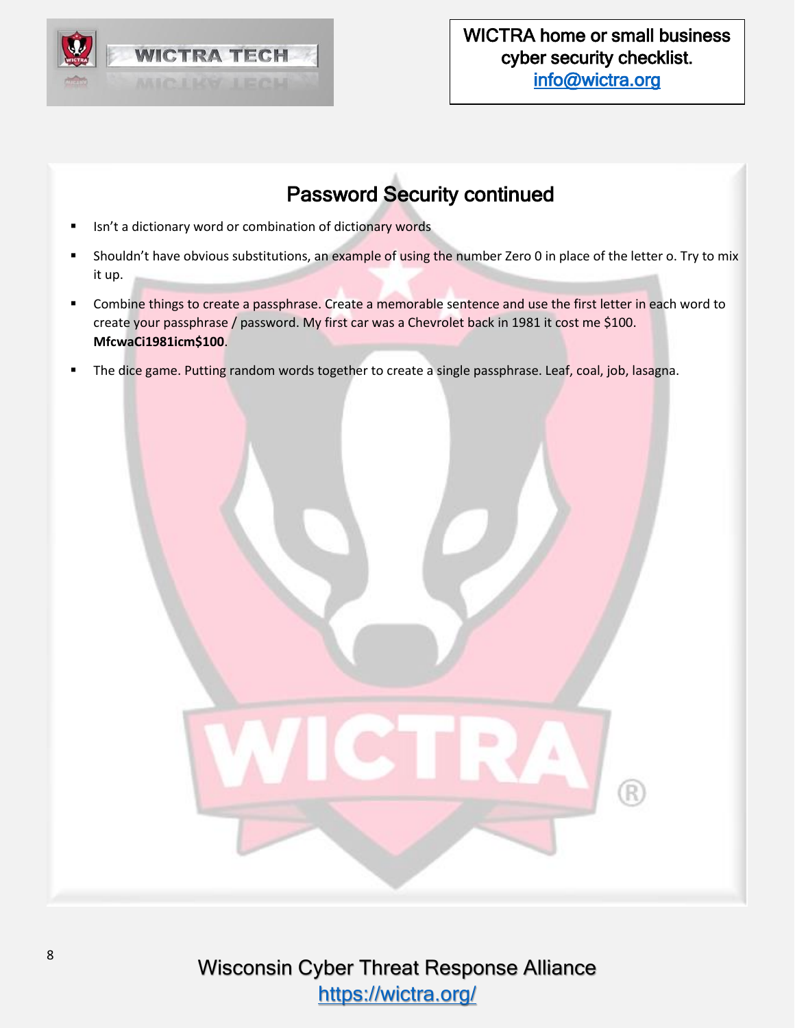## Password Security continued

- Isn't a dictionary word or combination of dictionary words
- Shouldn't have obvious substitutions, an example of using the number Zero 0 in place of the letter o. Try to mix it up.
- Combine things to create a passphrase. Create a memorable sentence and use the first letter in each word to create your passphrase / password. My first car was a Chevrolet back in 1981 it cost me $100. **MfcwaCi1981icm$100**.
- The dice game. Putting random words together to create a single passphrase. Leaf, coal, job, lasagna.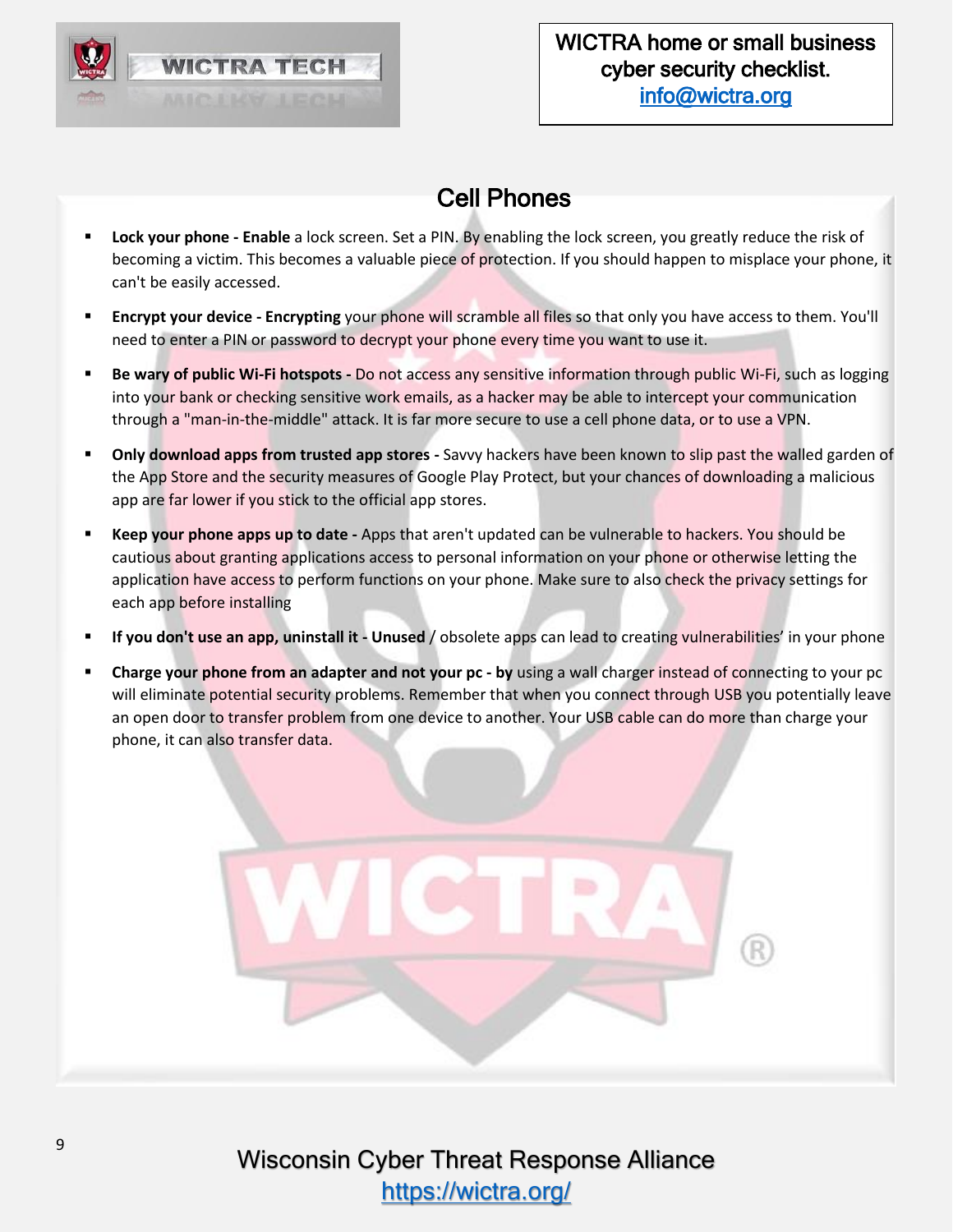## Cell Phones

- **Lock your phone - Enable** a lock screen. Set a PIN. By enabling the lock screen, you greatly reduce the risk of becoming a victim. This becomes a valuable piece of protection. If you should happen to misplace your phone, it can't be easily accessed.
- **Encrypt your device - Encrypting** your phone will scramble all files so that only you have access to them. You'll need to enter a PIN or password to decrypt your phone every time you want to use it.
- **Be wary of public Wi-Fi hotspots -** Do not access any sensitive information through public Wi-Fi, such as logging into your bank or checking sensitive work emails, as a hacker may be able to intercept your communication through a "man-in-the-middle" attack. It is far more secure to use a cell phone data, or to use a VPN.
- **Only download apps from trusted app stores -** Savvy hackers have been known to slip past the walled garden of the App Store and the security measures of Google Play Protect, but your chances of downloading a malicious app are far lower if you stick to the official app stores.
- **Keep your phone apps up to date -** Apps that aren't updated can be vulnerable to hackers. You should be cautious about granting applications access to personal information on your phone or otherwise letting the application have access to perform functions on your phone. Make sure to also check the privacy settings for each app before installing
- **If you don't use an app, uninstall it - Unused** / obsolete apps can lead to creating vulnerabilities' in your phone
- **Charge your phone from an adapter and not your pc - by** using a wall charger instead of connecting to your pc will eliminate potential security problems. Remember that when you connect through USB you potentially leave an open door to transfer problem from one device to another. Your USB cable can do more than charge your phone, it can also transfer data.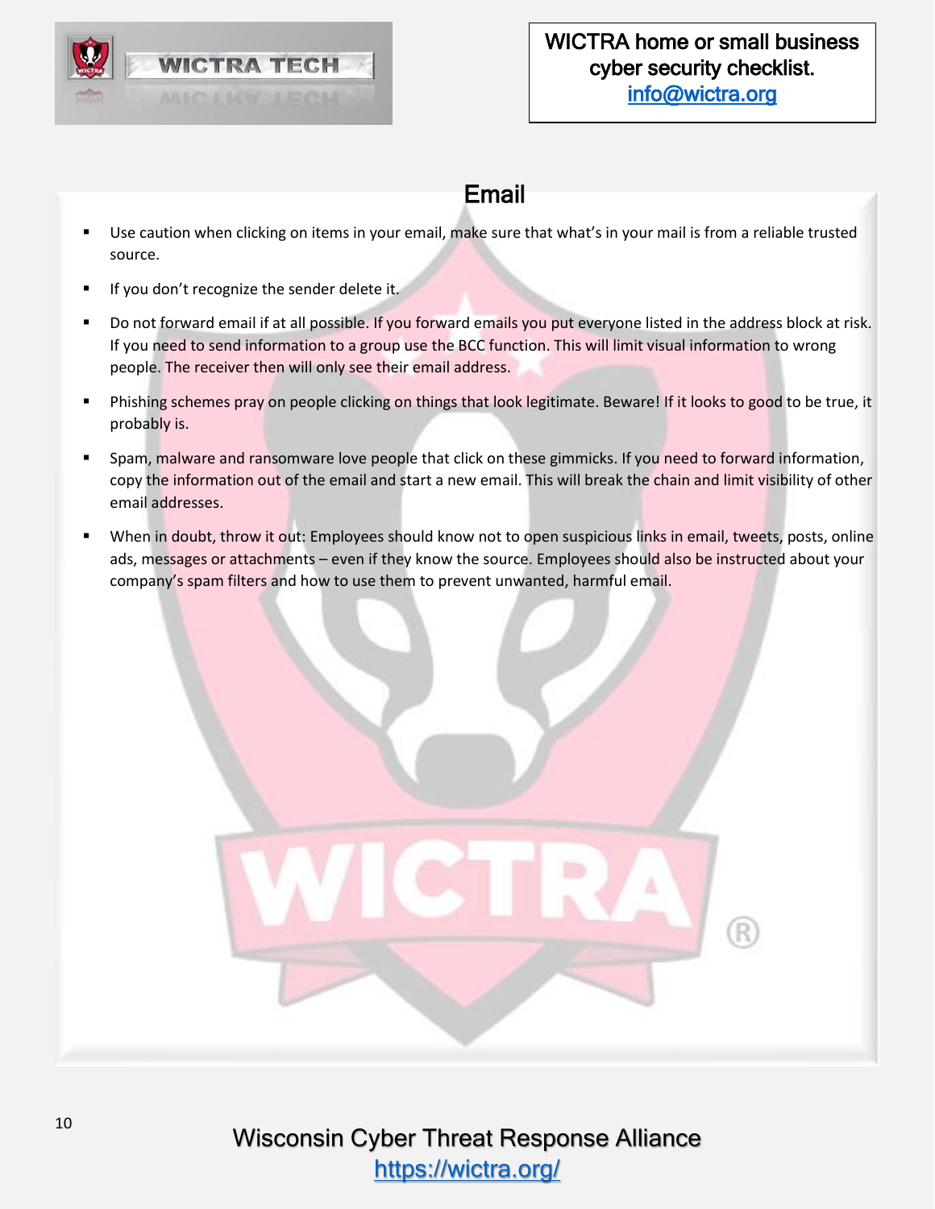## Email

- Use caution when clicking on items in your email, make sure that what's in your mail is from a reliable trusted source.
- If you don't recognize the sender delete it.
- Do not forward email if at all possible. If you forward emails you put everyone listed in the address block at risk. If you need to send information to a group use the BCC function. This will limit visual information to wrong people. The receiver then will only see their email address.
- Phishing schemes pray on people clicking on things that look legitimate. Beware! If it looks to good to be true, it probably is.
- Spam, malware and ransomware love people that click on these gimmicks. If you need to forward information, copy the information out of the email and start a new email. This will break the chain and limit visibility of other email addresses.
- When in doubt, throw it out: Employees should know not to open suspicious links in email, tweets, posts, online ads, messages or attachments – even if they know the source. Employees should also be instructed about your company's spam filters and how to use them to prevent unwanted, harmful email.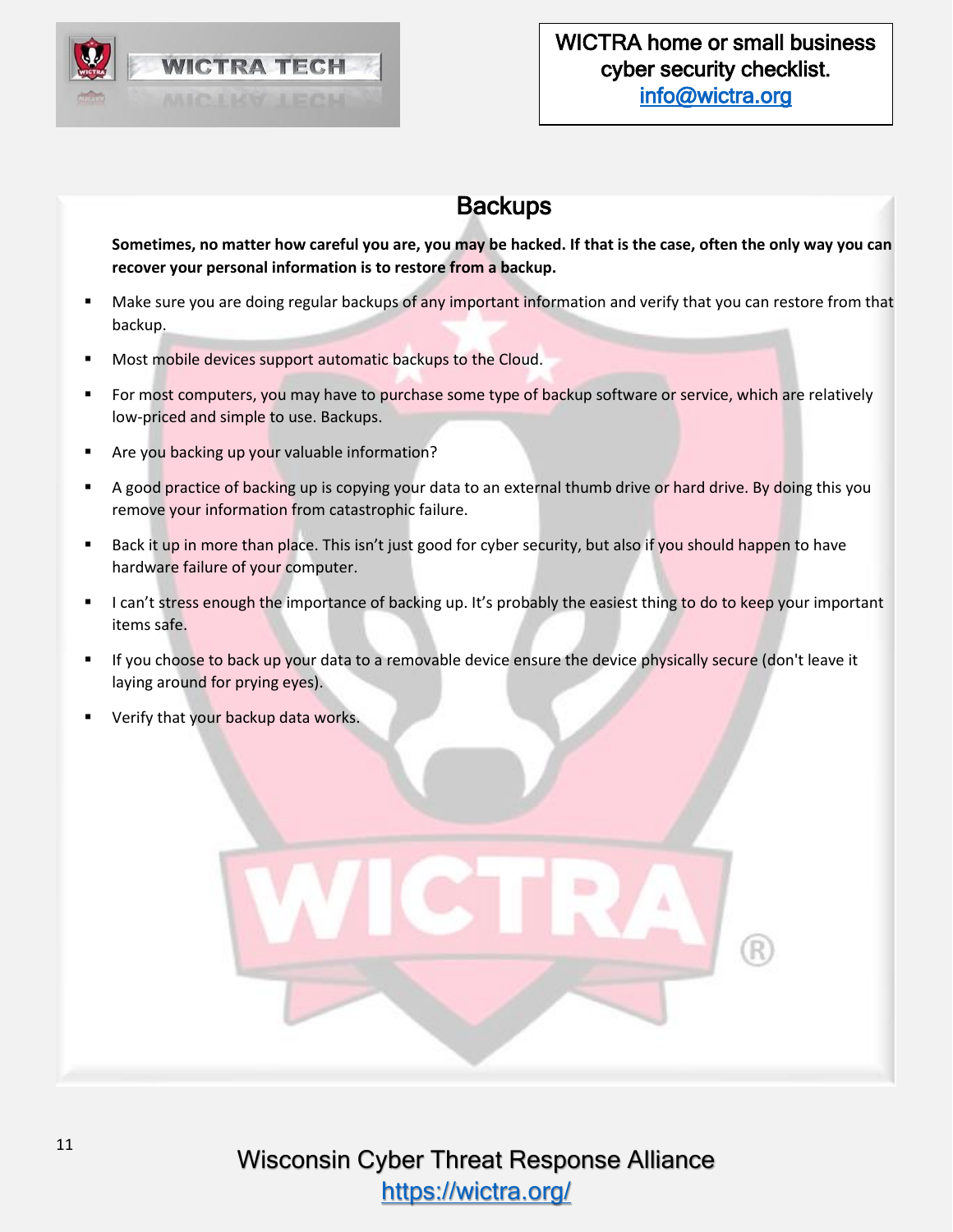## Backups

**Sometimes, no matter how careful you are, you may be hacked. If that is the case, often the only way you can recover your personal information is to restore from a backup.**

- Make sure you are doing regular backups of any important information and verify that you can restore from that backup.
- Most mobile devices support automatic backups to the Cloud.
- For most computers, you may have to purchase some type of backup software or service, which are relatively low-priced and simple to use. Backups.
- Are you backing up your valuable information?
- A good practice of backing up is copying your data to an external thumb drive or hard drive. By doing this you remove your information from catastrophic failure.
- Back it up in more than place. This isn't just good for cyber security, but also if you should happen to have hardware failure of your computer.
- I can't stress enough the importance of backing up. It's probably the easiest thing to do to keep your important items safe.
- If you choose to back up your data to a removable device ensure the device physically secure (don't leave it laying around for prying eyes).
- Verify that your backup data works.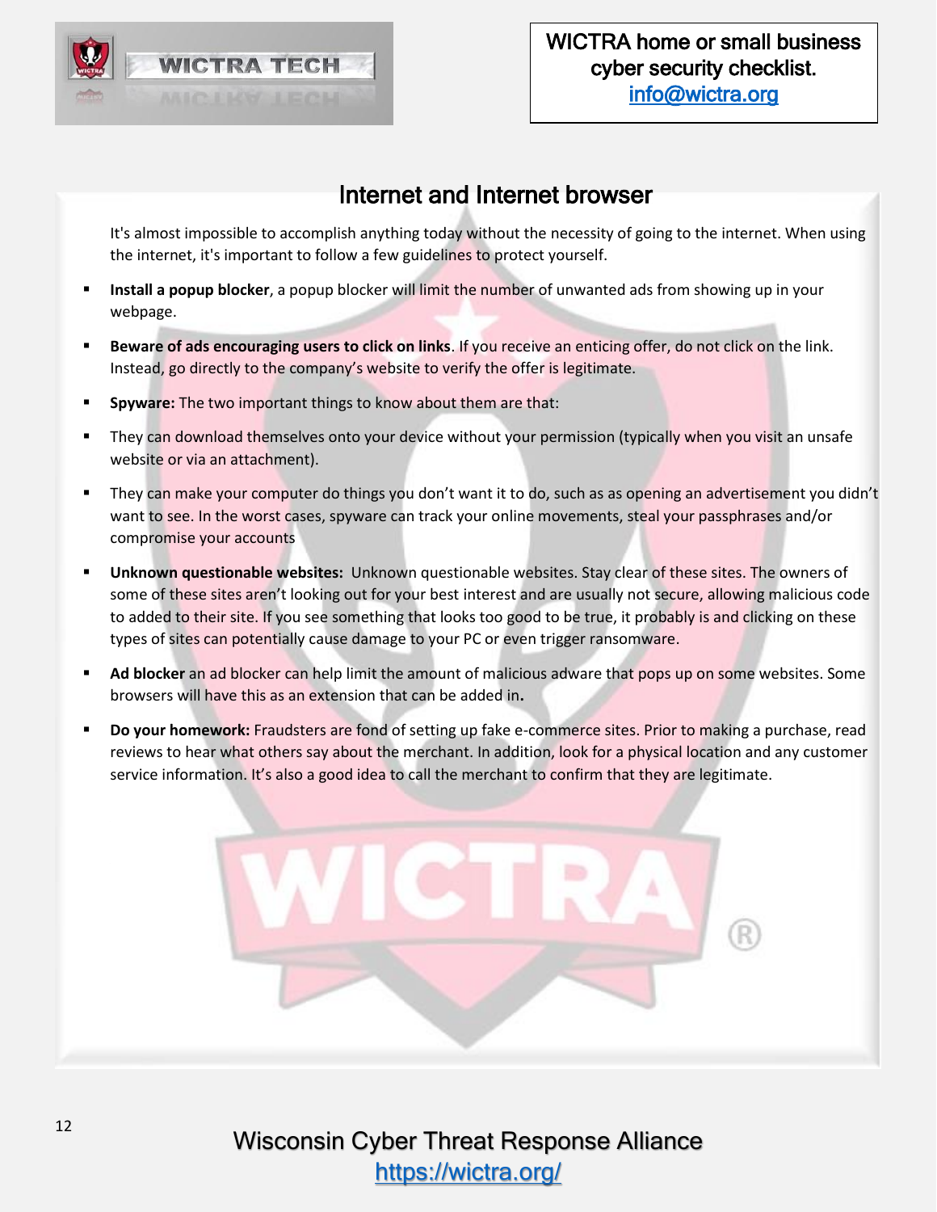## Internet and Internet browser

It's almost impossible to accomplish anything today without the necessity of going to the internet. When using the internet, it's important to follow a few guidelines to protect yourself.

- **Install a popup blocker**, a popup blocker will limit the number of unwanted ads from showing up in your webpage.
- **Beware of ads encouraging users to click on links**. If you receive an enticing offer, do not click on the link. Instead, go directly to the company's website to verify the offer is legitimate.
- **Spyware:** The two important things to know about them are that:
- They can download themselves onto your device without your permission (typically when you visit an unsafe website or via an attachment).
- They can make your computer do things you don't want it to do, such as as opening an advertisement you didn't want to see. In the worst cases, spyware can track your online movements, steal your passphrases and/or compromise your accounts
- **Unknown questionable websites:** Unknown questionable websites. Stay clear of these sites. The owners of some of these sites aren't looking out for your best interest and are usually not secure, allowing malicious code to added to their site. If you see something that looks too good to be true, it probably is and clicking on these types of sites can potentially cause damage to your PC or even trigger ransomware.
- **Ad blocker** an ad blocker can help limit the amount of malicious adware that pops up on some websites. Some browsers will have this as an extension that can be added in**.**
- **Do your homework:** Fraudsters are fond of setting up fake e-commerce sites. Prior to making a purchase, read reviews to hear what others say about the merchant. In addition, look for a physical location and any customer service information. It's also a good idea to call the merchant to confirm that they are legitimate.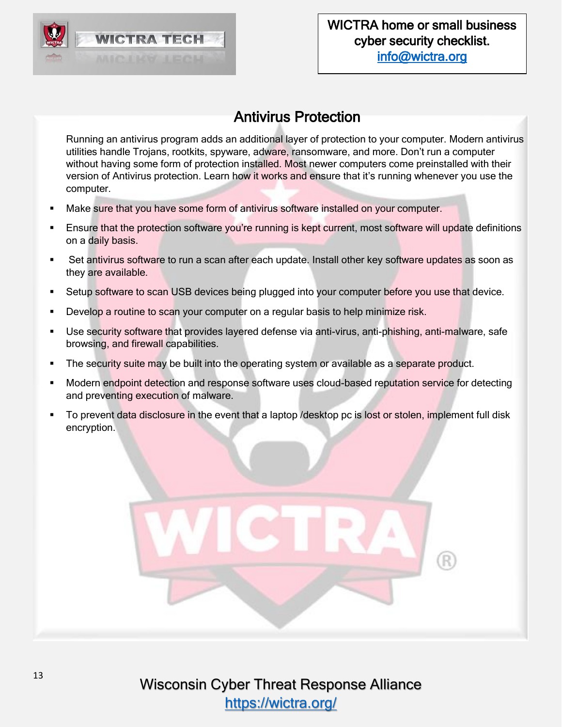## Antivirus Protection

Running an antivirus program adds an additional layer of protection to your computer. Modern antivirus utilities handle Trojans, rootkits, spyware, adware, ransomware, and more. Don't run a computer without having some form of protection installed. Most newer computers come preinstalled with their version of Antivirus protection. Learn how it works and ensure that it's running whenever you use the computer.

- Make sure that you have some form of antivirus software installed on your computer.
- Ensure that the protection software you're running is kept current, most software will update definitions on a daily basis.
- Set antivirus software to run a scan after each update. Install other key software updates as soon as they are available.
- Setup software to scan USB devices being plugged into your computer before you use that device.
- Develop a routine to scan your computer on a regular basis to help minimize risk.
- Use security software that provides layered defense via anti-virus, anti-phishing, anti-malware, safe browsing, and firewall capabilities.
- The security suite may be built into the operating system or available as a separate product.
- Modern endpoint detection and response software uses cloud-based reputation service for detecting and preventing execution of malware.
- To prevent data disclosure in the event that a laptop /desktop pc is lost or stolen, implement full disk encryption.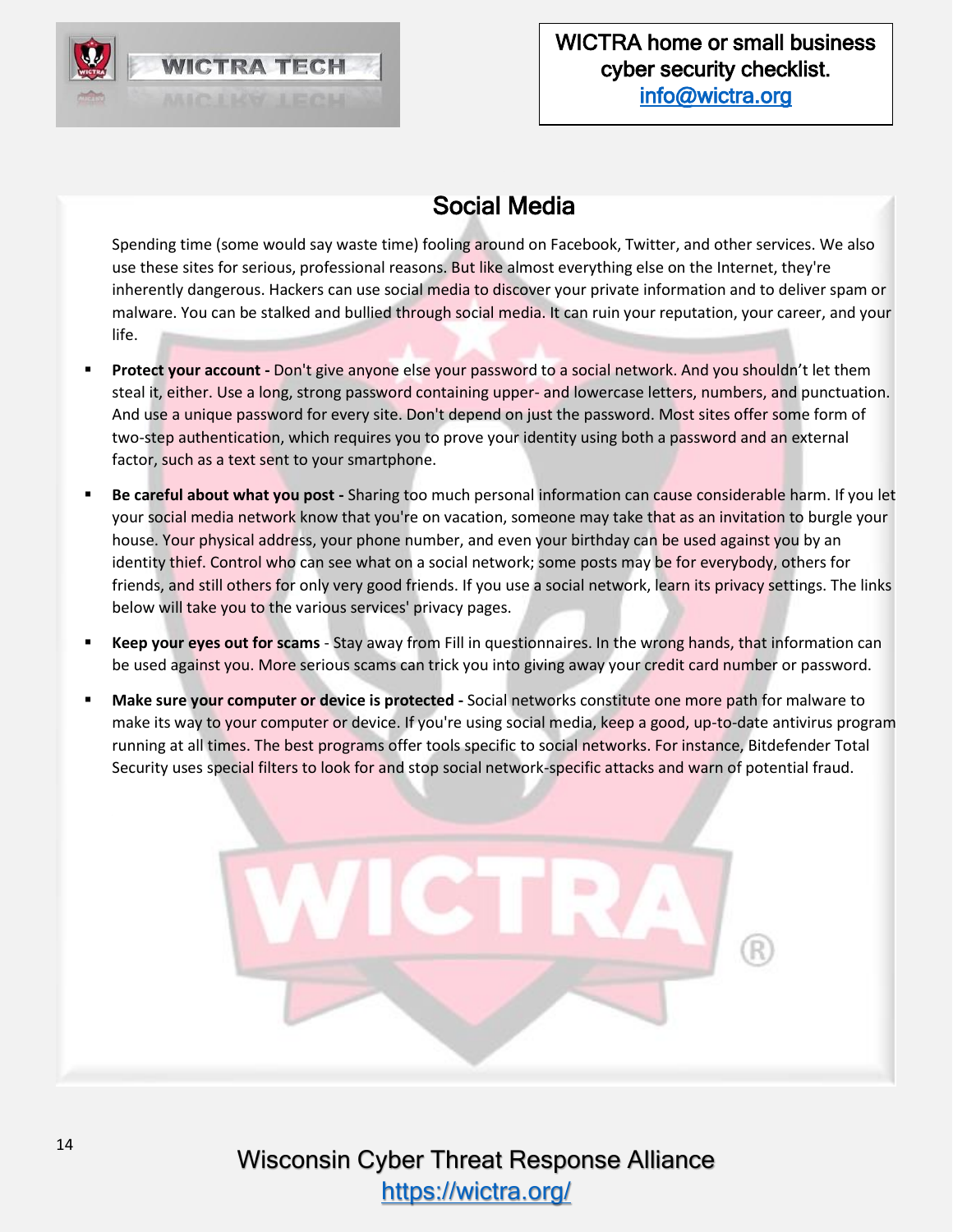## Social Media

Spending time (some would say waste time) fooling around on Facebook, Twitter, and other services. We also use these sites for serious, professional reasons. But like almost everything else on the Internet, they're inherently dangerous. Hackers can use social media to discover your private information and to deliver spam or malware. You can be stalked and bullied through social media. It can ruin your reputation, your career, and your life.

- **Protect your account -** Don't give anyone else your password to a social network. And you shouldn't let them steal it, either. Use a long, strong password containing upper- and lowercase letters, numbers, and punctuation. And use a unique password for every site. Don't depend on just the password. Most sites offer some form of two-step authentication, which requires you to prove your identity using both a password and an external factor, such as a text sent to your smartphone.
- **Be careful about what you post -** Sharing too much personal information can cause considerable harm. If you let your social media network know that you're on vacation, someone may take that as an invitation to burgle your house. Your physical address, your phone number, and even your birthday can be used against you by an identity thief. Control who can see what on a social network; some posts may be for everybody, others for friends, and still others for only very good friends. If you use a social network, learn its privacy settings. The links below will take you to the various services' privacy pages.
- **Keep your eyes out for scams** - Stay away from Fill in questionnaires. In the wrong hands, that information can be used against you. More serious scams can trick you into giving away your credit card number or password.
- **Make sure your computer or device is protected -** Social networks constitute one more path for malware to make its way to your computer or device. If you're using social media, keep a good, up-to-date antivirus program running at all times. The best programs offer tools specific to social networks. For instance, Bitdefender Total Security uses special filters to look for and stop social network-specific attacks and warn of potential fraud.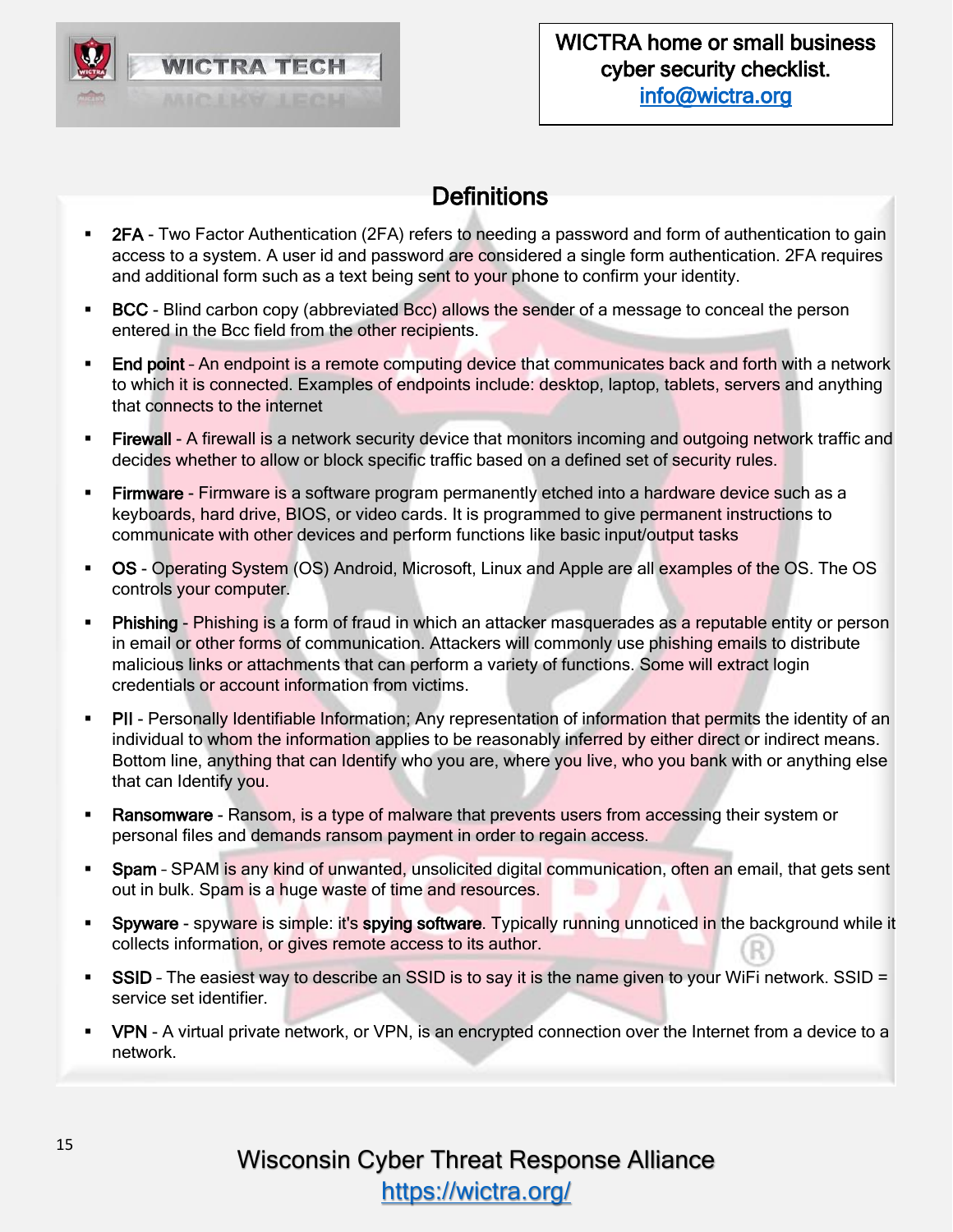## Definitions

- **2FA** - Two Factor Authentication (2FA) refers to needing a password and form of authentication to gain access to a system. A user id and password are considered a single form authentication. 2FA requires and additional form such as a text being sent to your phone to confirm your identity.
- **BCC** - Blind carbon copy (abbreviated Bcc) allows the sender of a message to conceal the person entered in the Bcc field from the other recipients.
- **End point** – An endpoint is a remote computing device that communicates back and forth with a network to which it is connected. Examples of endpoints include: desktop, laptop, tablets, servers and anything that connects to the internet
- **Firewall** - A firewall is a network security device that monitors incoming and outgoing network traffic and decides whether to allow or block specific traffic based on a defined set of security rules.
- **Firmware** - Firmware is a software program permanently etched into a hardware device such as a keyboards, hard drive, BIOS, or video cards. It is programmed to give permanent instructions to communicate with other devices and perform functions like basic input/output tasks
- **OS** - Operating System (OS) Android, Microsoft, Linux and Apple are all examples of the OS. The OS controls your computer.
- **Phishing** - Phishing is a form of fraud in which an attacker masquerades as a reputable entity or person in email or other forms of communication. Attackers will commonly use phishing emails to distribute malicious links or attachments that can perform a variety of functions. Some will extract login credentials or account information from victims.
- **PII** - Personally Identifiable Information; Any representation of information that permits the identity of an individual to whom the information applies to be reasonably inferred by either direct or indirect means. Bottom line, anything that can Identify who you are, where you live, who you bank with or anything else that can Identify you.
- **Ransomware** - Ransom, is a type of malware that prevents users from accessing their system or personal files and demands ransom payment in order to regain access.
- **Spam** – SPAM is any kind of unwanted, unsolicited digital communication, often an email, that gets sent out in bulk. Spam is a huge waste of time and resources.
- **Spyware** - spyware is simple: it's **spying software**. Typically running unnoticed in the background while it collects information, or gives remote access to its author.
- **SSID** – The easiest way to describe an SSID is to say it is the name given to your WiFi network. SSID = service set identifier.
- **VPN** - A virtual private network, or VPN, is an encrypted connection over the Internet from a device to a network.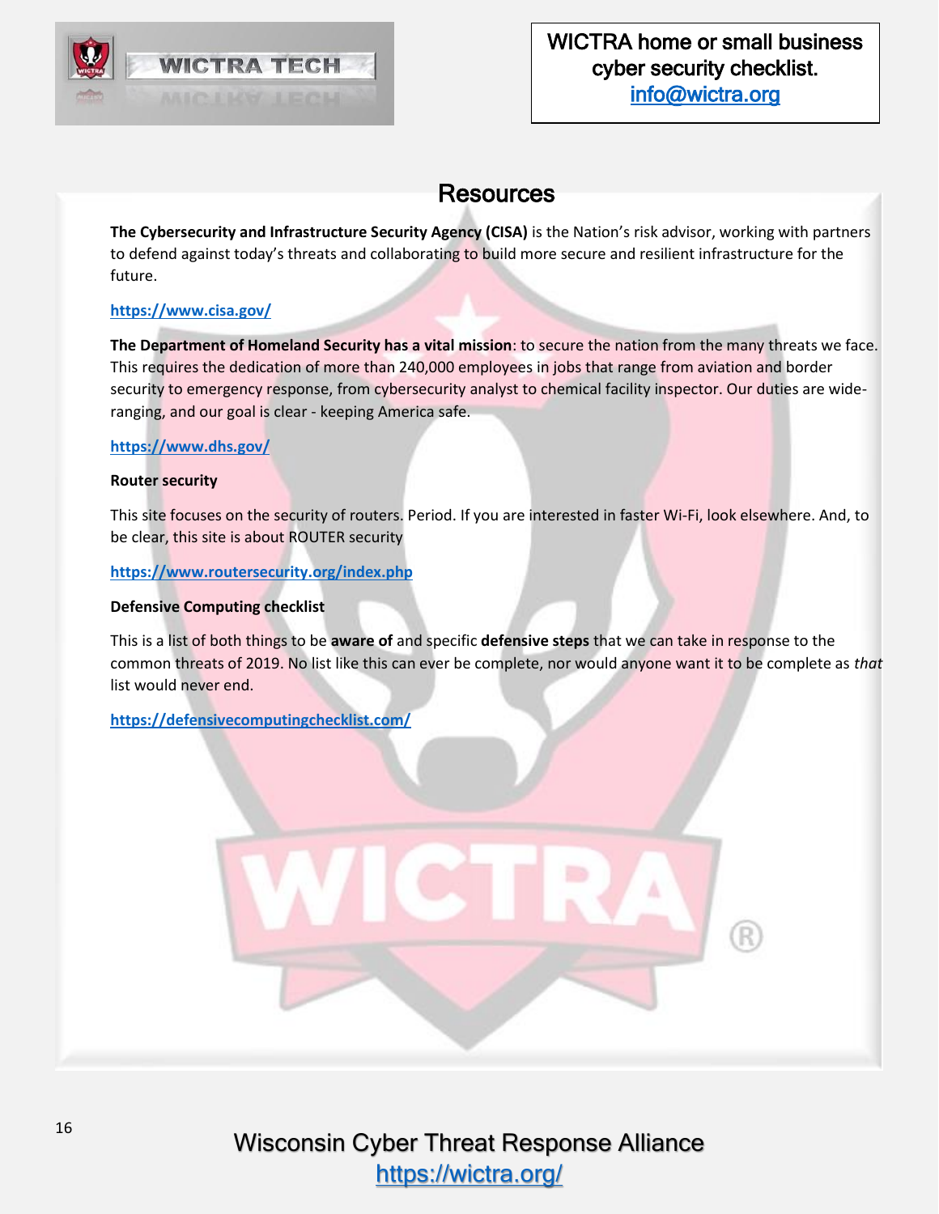## Resources

**The Cybersecurity and Infrastructure Security Agency (CISA)** is the Nation's risk advisor, working with partners to defend against today's threats and collaborating to build more secure and resilient infrastructure for the future.

https://www.cisa.gov/

**The Department of Homeland Security has a vital mission**: to secure the nation from the many threats we face. This requires the dedication of more than 240,000 employees in jobs that range from aviation and border security to emergency response, from cybersecurity analyst to chemical facility inspector. Our duties are wide-ranging, and our goal is clear - keeping America safe.

https://www.dhs.gov/

**Router security**

This site focuses on the security of routers. Period. If you are interested in faster Wi-Fi, look elsewhere. And, to be clear, this site is about ROUTER security

https://www.routersecurity.org/index.php

**Defensive Computing checklist**

This is a list of both things to be **aware of** and specific **defensive steps** that we can take in response to the common threats of 2019. No list like this can ever be complete, nor would anyone want it to be complete as *that* list would never end.

https://defensivecomputingchecklist.com/